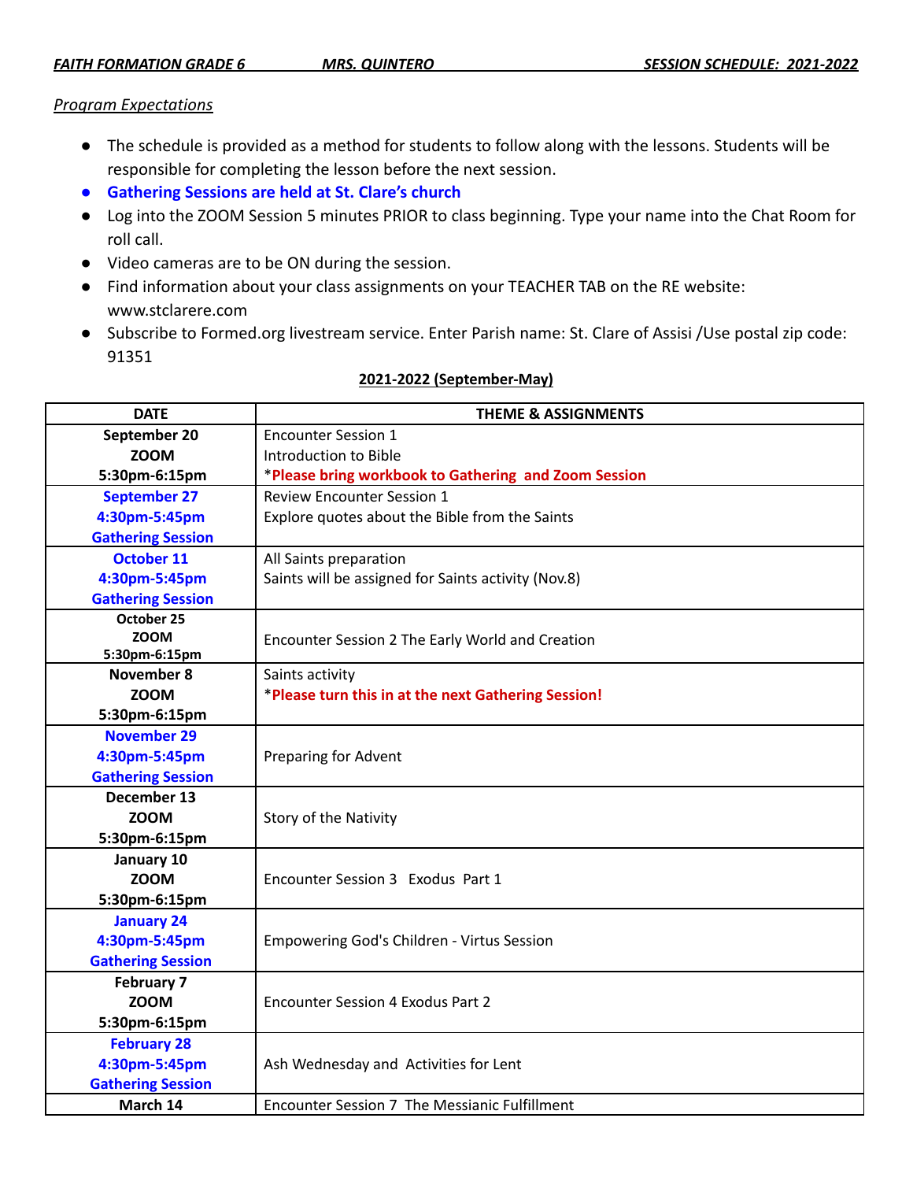***FAITH FORMATION GRADE 6*** ***MRS. QUINTERO*** ***SESSION SCHEDULE: 2021-2022***

*Program Expectations*

- The schedule is provided as a method for students to follow along with the lessons. Students will be responsible for completing the lesson before the next session.
- **Gathering Sessions are held at St. Clare's church**
- Log into the ZOOM Session 5 minutes PRIOR to class beginning. Type your name into the Chat Room for roll call.
- Video cameras are to be ON during the session.
- Find information about your class assignments on your TEACHER TAB on the RE website: www.stclarere.com
- Subscribe to Formed.org livestream service. Enter Parish name: St. Clare of Assisi /Use postal zip code: 91351

**2021-2022 (September-May)**

| DATE | THEME & ASSIGNMENTS |
|---|---|
| **September 20**<br>**ZOOM**<br>**5:30pm-6:15pm** | Encounter Session 1<br>Introduction to Bible<br>***Please bring workbook to Gathering and Zoom Session** |
| **September 27**<br>**4:30pm-5:45pm**<br>**Gathering Session** | Review Encounter Session 1<br>Explore quotes about the Bible from the Saints |
| **October 11**<br>**4:30pm-5:45pm**<br>**Gathering Session** | All Saints preparation<br>Saints will be assigned for Saints activity (Nov.8) |
| **October 25**<br>**ZOOM**<br>**5:30pm-6:15pm** | Encounter Session 2 The Early World and Creation |
| **November 8**<br>**ZOOM**<br>**5:30pm-6:15pm** | Saints activity<br>***Please turn this in at the next Gathering Session!** |
| **November 29**<br>**4:30pm-5:45pm**<br>**Gathering Session** | Preparing for Advent |
| **December 13**<br>**ZOOM**<br>**5:30pm-6:15pm** | Story of the Nativity |
| **January 10**<br>**ZOOM**<br>**5:30pm-6:15pm** | Encounter Session 3 Exodus Part 1 |
| **January 24**<br>**4:30pm-5:45pm**<br>**Gathering Session** | Empowering God's Children - Virtus Session |
| **February 7**<br>**ZOOM**<br>**5:30pm-6:15pm** | Encounter Session 4 Exodus Part 2 |
| **February 28**<br>**4:30pm-5:45pm**<br>**Gathering Session** | Ash Wednesday and Activities for Lent |
| **March 14** | Encounter Session 7 The Messianic Fulfillment |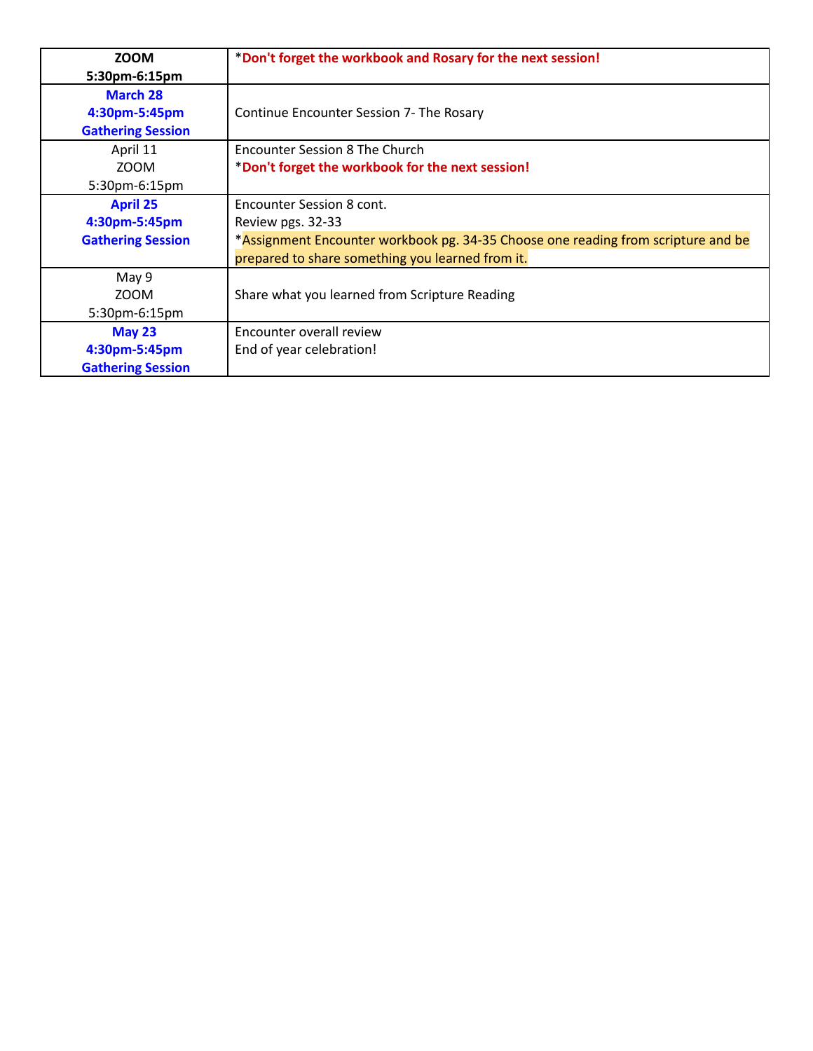| | |
|---|---|
| **ZOOM**<br>**5:30pm-6:15pm** | ***Don't forget the workbook and Rosary for the next session!** |
| **March 28**<br>**4:30pm-5:45pm**<br>**Gathering Session** | Continue Encounter Session 7- The Rosary |
| April 11<br>ZOOM<br>5:30pm-6:15pm | Encounter Session 8 The Church<br>***Don't forget the workbook for the next session!** |
| **April 25**<br>**4:30pm-5:45pm**<br>**Gathering Session** | Encounter Session 8 cont.<br>Review pgs. 32-33<br>*Assignment Encounter workbook pg. 34-35 Choose one reading from scripture and be prepared to share something you learned from it. |
| May 9<br>ZOOM<br>5:30pm-6:15pm | Share what you learned from Scripture Reading |
| **May 23**<br>**4:30pm-5:45pm**<br>**Gathering Session** | Encounter overall review<br>End of year celebration! |